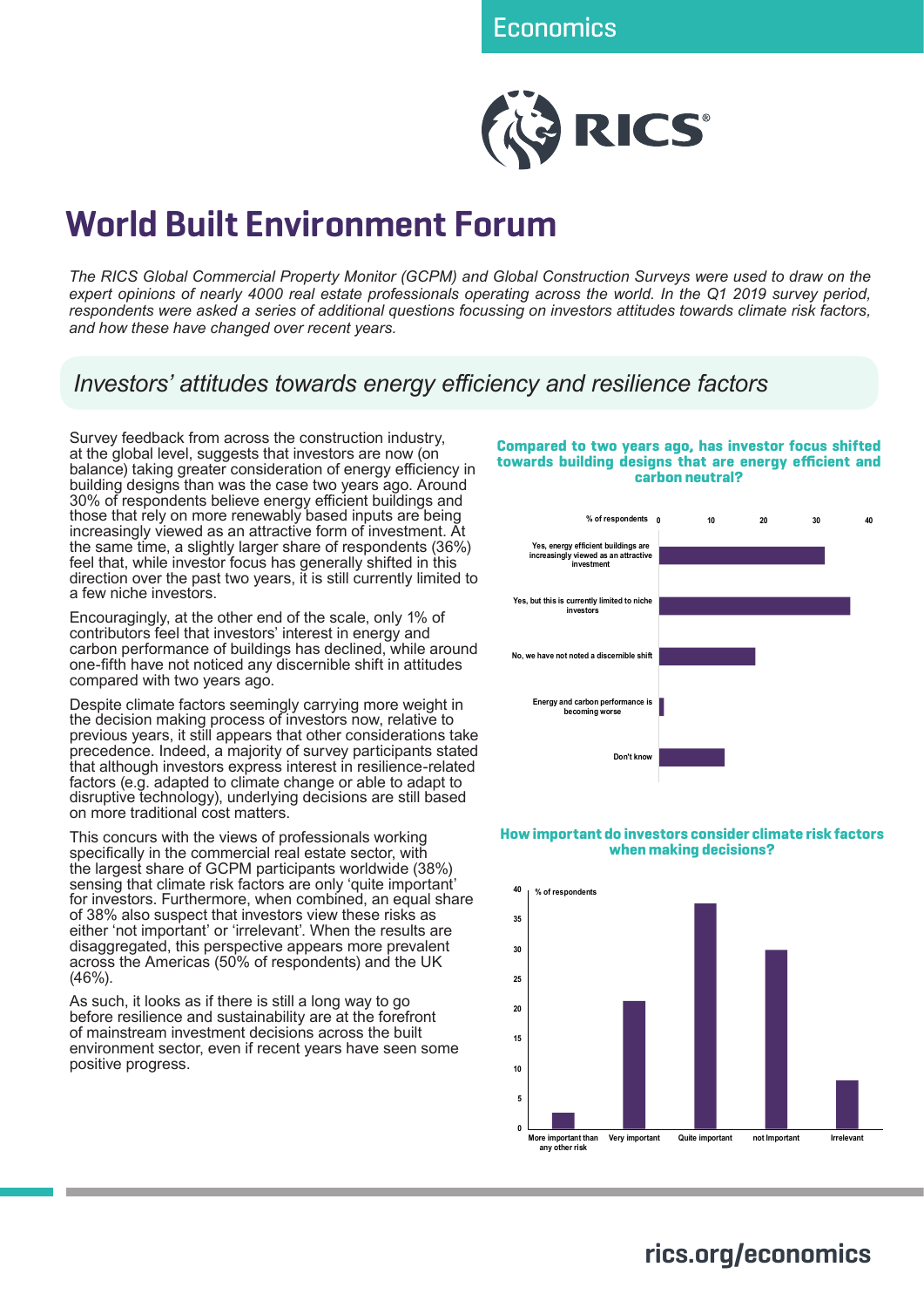Economics

# World Built Environment Forum

*The RICS Global Commercial Property Monitor (GCPM) and Global Construction Surveys were used to draw on the expert opinions of nearly 4000 real estate professionals operating across the world. In the Q1 2019 survey period, respondents were asked a series of additional questions focussing on investors attitudes towards climate risk factors, and how these have changed over recent years.*

## *Investors' attitudes towards energy efficiency and resilience factors*

Survey feedback from across the construction industry, at the global level, suggests that investors are now (on balance) taking greater consideration of energy efficiency in building designs than was the case two years ago. Around 30% of respondents believe energy efficient buildings and those that rely on more renewably based inputs are being increasingly viewed as an attractive form of investment. At the same time, a slightly larger share of respondents (36%) feel that, while investor focus has generally shifted in this direction over the past two years, it is still currently limited to a few niche investors.

Encouragingly, at the other end of the scale, only 1% of contributors feel that investors' interest in energy and carbon performance of buildings has declined, while around one-fifth have not noticed any discernible shift in attitudes compared with two years ago.

Despite climate factors seemingly carrying more weight in the decision making process of investors now, relative to previous years, it still appears that other considerations take precedence. Indeed, a majority of survey participants stated that although investors express interest in resilience-related factors (e.g. adapted to climate change or able to adapt to disruptive technology), underlying decisions are still based on more traditional cost matters.

This concurs with the views of professionals working specifically in the commercial real estate sector, with the largest share of GCPM participants worldwide (38%) sensing that climate risk factors are only 'quite important' for investors. Furthermore, when combined, an equal share of 38% also suspect that investors view these risks as either 'not important' or 'irrelevant'. When the results are disaggregated, this perspective appears more prevalent across the Americas (50% of respondents) and the UK (46%).

As such, it looks as if there is still a long way to go before resilience and sustainability are at the forefront of mainstream investment decisions across the built environment sector, even if recent years have seen some positive progress.

**Compared to two years ago, has investor focus shifted towards building designs that are energy efficient and carbon neutral?**

% of respondents

- Yes, energy efficient buildings are increasingly viewed as an attractive investment
- Yes, but this is currently limited to niche investors
- No, we have not noted a discernible shift
- Energy and carbon performance is becoming worse
- Don't know

**How important do investors consider climate risk factors when making decisions?**

% of respondents

- More important than any other risk
- Very important
- Quite important
- not Important
- Irrelevant

rics.org/economics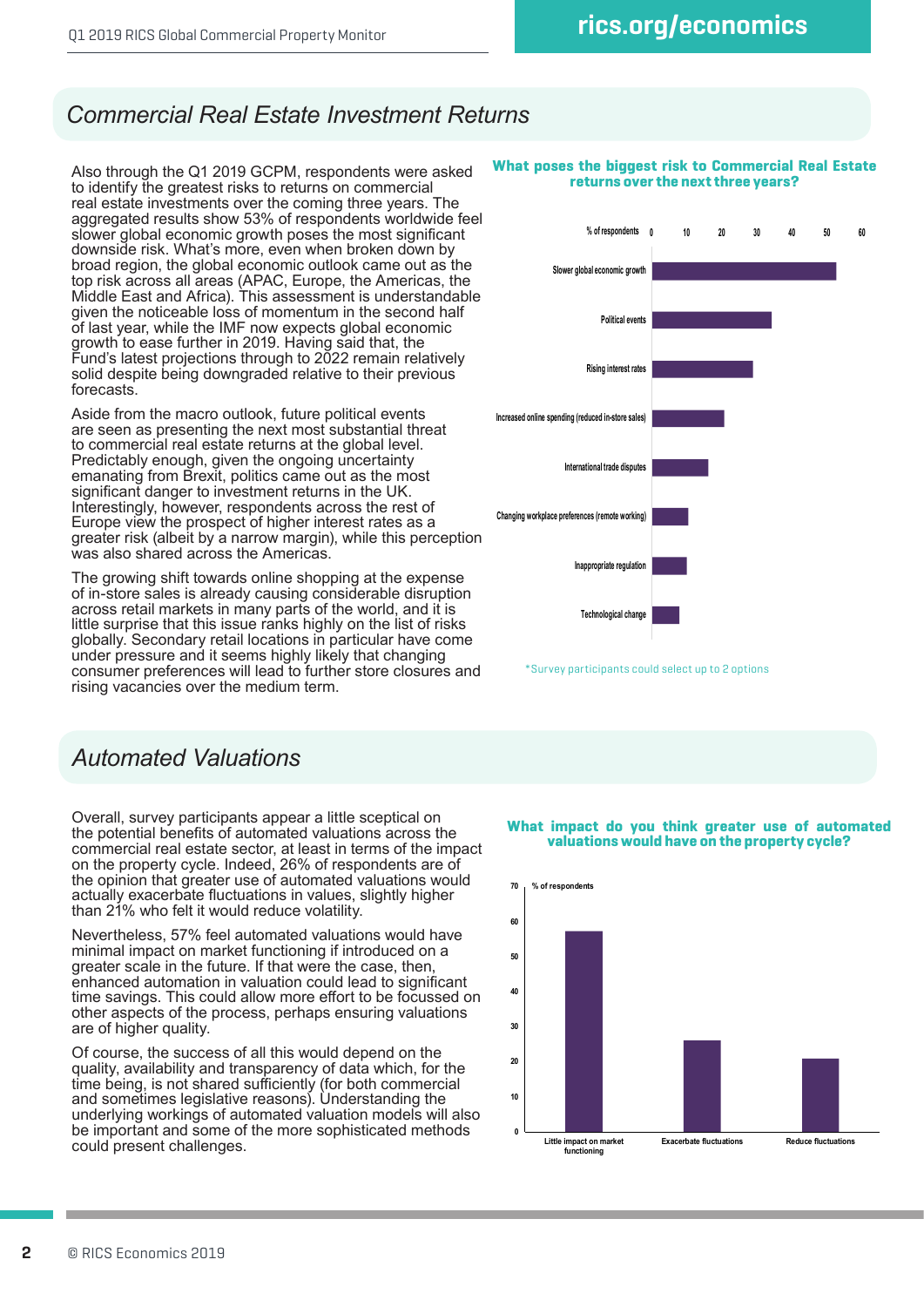## Commercial Real Estate Investment Returns

Also through the Q1 2019 GCPM, respondents were asked to identify the greatest risks to returns on commercial real estate investments over the coming three years. The aggregated results show 53% of respondents worldwide feel slower global economic growth poses the most significant downside risk. What's more, even when broken down by broad region, the global economic outlook came out as the top risk across all areas (APAC, Europe, the Americas, the Middle East and Africa). This assessment is understandable given the noticeable loss of momentum in the second half of last year, while the IMF now expects global economic growth to ease further in 2019. Having said that, the Fund's latest projections through to 2022 remain relatively solid despite being downgraded relative to their previous forecasts.

Aside from the macro outlook, future political events are seen as presenting the next most substantial threat to commercial real estate returns at the global level. Predictably enough, given the ongoing uncertainty emanating from Brexit, politics came out as the most significant danger to investment returns in the UK. Interestingly, however, respondents across the rest of Europe view the prospect of higher interest rates as a greater risk (albeit by a narrow margin), while this perception was also shared across the Americas.

The growing shift towards online shopping at the expense of in-store sales is already causing considerable disruption across retail markets in many parts of the world, and it is little surprise that this issue ranks highly on the list of risks globally. Secondary retail locations in particular have come under pressure and it seems highly likely that changing consumer preferences will lead to further store closures and rising vacancies over the medium term.

**What poses the biggest risk to Commercial Real Estate returns over the next three years?**

*Survey participants could select up to 2 options

## Automated Valuations

Overall, survey participants appear a little sceptical on the potential benefits of automated valuations across the commercial real estate sector, at least in terms of the impact on the property cycle. Indeed, 26% of respondents are of the opinion that greater use of automated valuations would actually exacerbate fluctuations in values, slightly higher than 21% who felt it would reduce volatility.

Nevertheless, 57% feel automated valuations would have minimal impact on market functioning if introduced on a greater scale in the future. If that were the case, then, enhanced automation in valuation could lead to significant time savings. This could allow more effort to be focussed on other aspects of the process, perhaps ensuring valuations are of higher quality.

Of course, the success of all this would depend on the quality, availability and transparency of data which, for the time being, is not shared sufficiently (for both commercial and sometimes legislative reasons). Understanding the underlying workings of automated valuation models will also be important and some of the more sophisticated methods could present challenges.

**What impact do you think greater use of automated valuations would have on the property cycle?**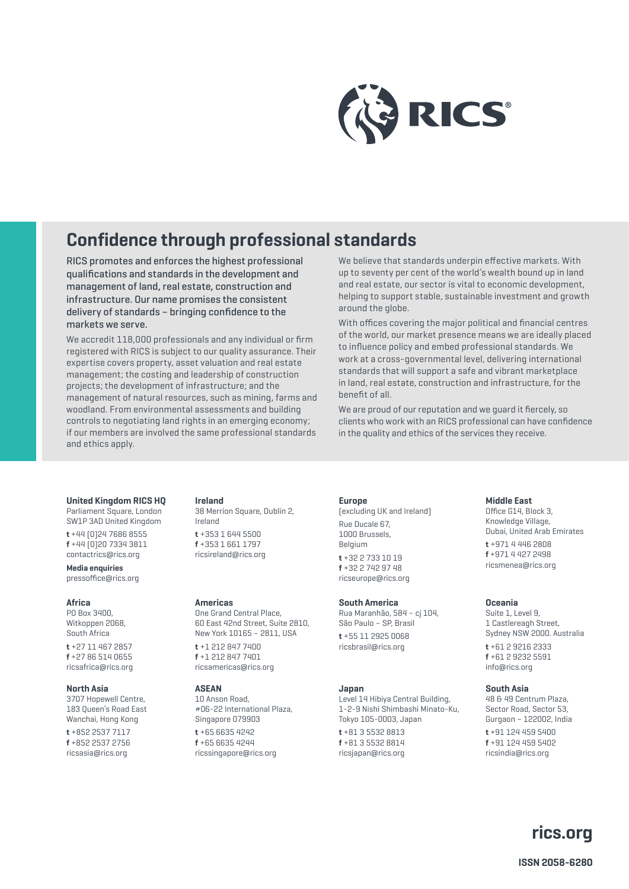RICS

## Confidence through professional standards

**RICS promotes and enforces the highest professional qualifications and standards in the development and management of land, real estate, construction and infrastructure. Our name promises the consistent delivery of standards – bringing confidence to the markets we serve.**

We accredit 118,000 professionals and any individual or firm registered with RICS is subject to our quality assurance. Their expertise covers property, asset valuation and real estate management; the costing and leadership of construction projects; the development of infrastructure; and the management of natural resources, such as mining, farms and woodland. From environmental assessments and building controls to negotiating land rights in an emerging economy; if our members are involved the same professional standards and ethics apply.

We believe that standards underpin effective markets. With up to seventy per cent of the world's wealth bound up in land and real estate, our sector is vital to economic development, helping to support stable, sustainable investment and growth around the globe.

With offices covering the major political and financial centres of the world, our market presence means we are ideally placed to influence policy and embed professional standards. We work at a cross-governmental level, delivering international standards that will support a safe and vibrant marketplace in land, real estate, construction and infrastructure, for the benefit of all.

We are proud of our reputation and we guard it fiercely, so clients who work with an RICS professional can have confidence in the quality and ethics of the services they receive.

**United Kingdom RICS HQ**
Parliament Square, London SW1P 3AD United Kingdom
**t** +44 (0)24 7686 8555
**f** +44 (0)20 7334 3811
contactrics@rics.org

**Media enquiries**
pressoffice@rics.org

**Africa**
PO Box 3400, Witkoppen 2068, South Africa
**t** +27 11 467 2857
**f** +27 86 514 0655
ricsafrica@rics.org

**North Asia**
3707 Hopewell Centre, 183 Queen's Road East Wanchai, Hong Kong
**t** +852 2537 7117
**f** +852 2537 2756
ricsasia@rics.org

**Ireland**
38 Merrion Square, Dublin 2, Ireland
**t** +353 1 644 5500
**f** +353 1 661 1797
ricsireland@rics.org

**Americas**
One Grand Central Place, 60 East 42nd Street, Suite 2810, New York 10165 – 2811, USA
**t** +1 212 847 7400
**f** +1 212 847 7401
ricsamericas@rics.org

**ASEAN**
10 Anson Road, #06-22 International Plaza, Singapore 079903
**t** +65 6635 4242
**f** +65 6635 4244
ricssingapore@rics.org

**Europe**
(excluding UK and Ireland)
Rue Ducale 67, 1000 Brussels, Belgium
**t** +32 2 733 10 19
**f** +32 2 742 97 48
ricseurope@rics.org

**South America**
Rua Maranhão, 584 – cj 104, São Paulo – SP, Brasil
**t** +55 11 2925 0068
ricsbrasil@rics.org

**Japan**
Level 14 Hibiya Central Building, 1-2-9 Nishi Shimbashi Minato-Ku, Tokyo 105-0003, Japan
**t** +81 3 5532 8813
**f** +81 3 5532 8814
ricsjapan@rics.org

**Middle East**
Office G14, Block 3, Knowledge Village, Dubai, United Arab Emirates
**t** +971 4 446 2808
**f** +971 4 427 2498
ricsmenea@rics.org

**Oceania**
Suite 1, Level 9, 1 Castlereagh Street, Sydney NSW 2000. Australia
**t** +61 2 9216 2333
**f** +61 2 9232 5591
info@rics.org

**South Asia**
48 & 49 Centrum Plaza, Sector Road, Sector 53, Gurgaon – 122002, India
**t** +91 124 459 5400
**f** +91 124 459 5402
ricsindia@rics.org

**rics.org**

**ISSN 2058-6280**